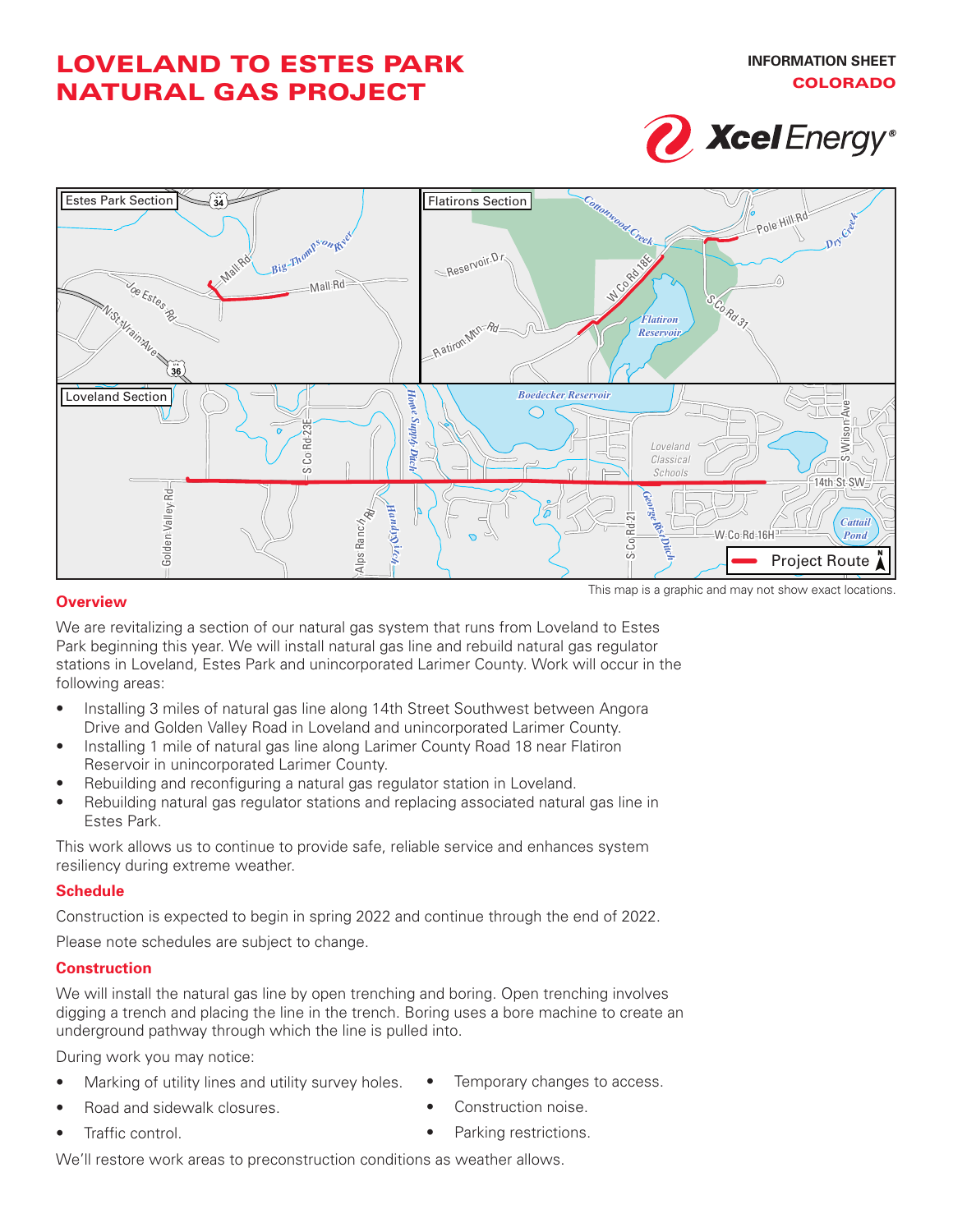# LOVELAND TO ESTES PARK NATURAL GAS PROJECT

**INFORMATION SHEET**
**COLORADO**

This map is a graphic and may not show exact locations.

## Overview

We are revitalizing a section of our natural gas system that runs from Loveland to Estes Park beginning this year. We will install natural gas line and rebuild natural gas regulator stations in Loveland, Estes Park and unincorporated Larimer County. Work will occur in the following areas:

- Installing 3 miles of natural gas line along 14th Street Southwest between Angora Drive and Golden Valley Road in Loveland and unincorporated Larimer County.
- Installing 1 mile of natural gas line along Larimer County Road 18 near Flatiron Reservoir in unincorporated Larimer County.
- Rebuilding and reconfiguring a natural gas regulator station in Loveland.
- Rebuilding natural gas regulator stations and replacing associated natural gas line in Estes Park.

This work allows us to continue to provide safe, reliable service and enhances system resiliency during extreme weather.

## Schedule

Construction is expected to begin in spring 2022 and continue through the end of 2022.

Please note schedules are subject to change.

## Construction

We will install the natural gas line by open trenching and boring. Open trenching involves digging a trench and placing the line in the trench. Boring uses a bore machine to create an underground pathway through which the line is pulled into.

During work you may notice:

- Marking of utility lines and utility survey holes.
- Road and sidewalk closures.
- Traffic control.
- Temporary changes to access.
- Construction noise.
- Parking restrictions.

We'll restore work areas to preconstruction conditions as weather allows.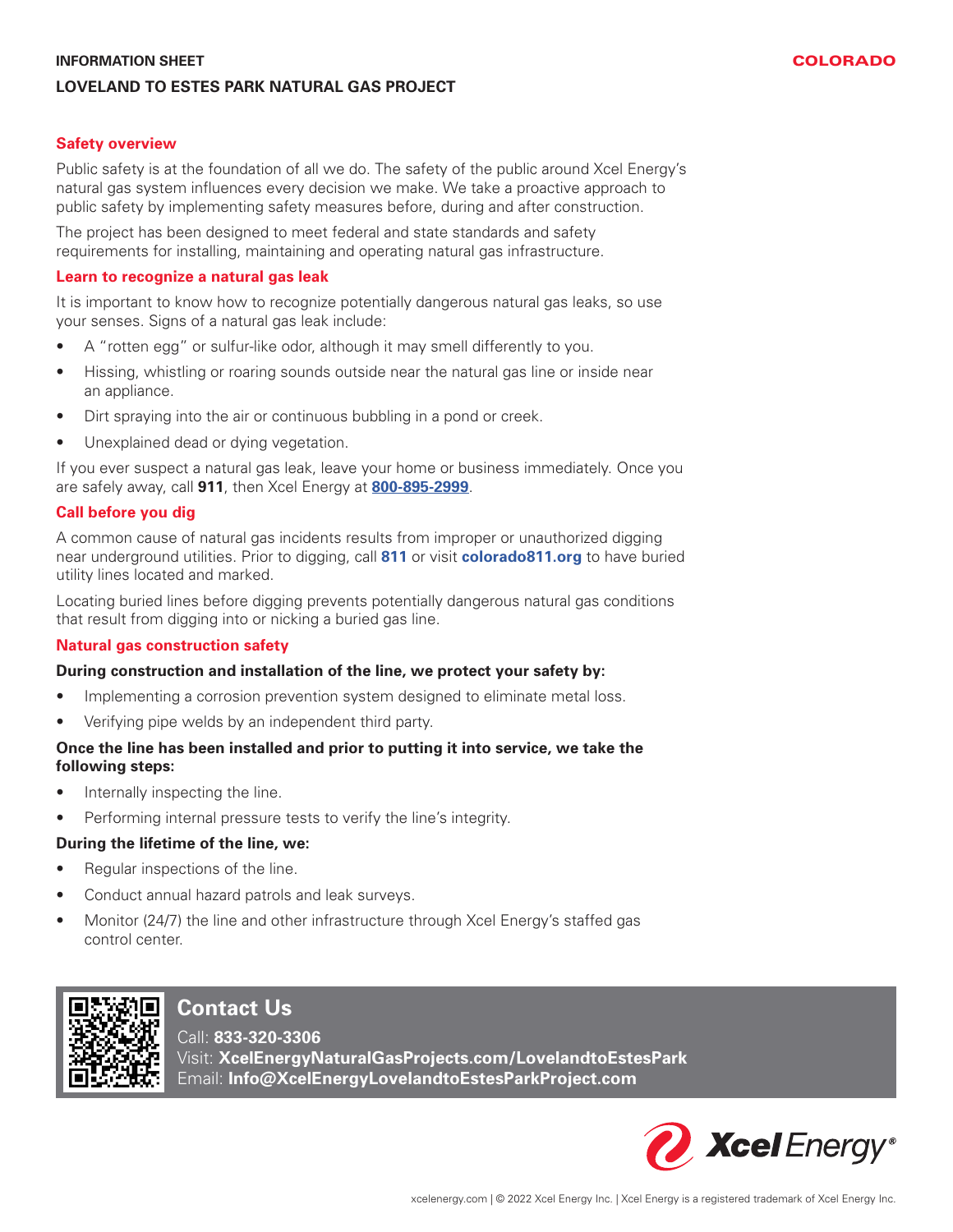**INFORMATION SHEET**

**LOVELAND TO ESTES PARK NATURAL GAS PROJECT**

**COLORADO**

## Safety overview

Public safety is at the foundation of all we do. The safety of the public around Xcel Energy's natural gas system influences every decision we make. We take a proactive approach to public safety by implementing safety measures before, during and after construction.

The project has been designed to meet federal and state standards and safety requirements for installing, maintaining and operating natural gas infrastructure.

## Learn to recognize a natural gas leak

It is important to know how to recognize potentially dangerous natural gas leaks, so use your senses. Signs of a natural gas leak include:

- A "rotten egg" or sulfur-like odor, although it may smell differently to you.
- Hissing, whistling or roaring sounds outside near the natural gas line or inside near an appliance.
- Dirt spraying into the air or continuous bubbling in a pond or creek.
- Unexplained dead or dying vegetation.

If you ever suspect a natural gas leak, leave your home or business immediately. Once you are safely away, call **911**, then Xcel Energy at **800-895-2999**.

## Call before you dig

A common cause of natural gas incidents results from improper or unauthorized digging near underground utilities. Prior to digging, call **811** or visit **colorado811.org** to have buried utility lines located and marked.

Locating buried lines before digging prevents potentially dangerous natural gas conditions that result from digging into or nicking a buried gas line.

## Natural gas construction safety

**During construction and installation of the line, we protect your safety by:**

- Implementing a corrosion prevention system designed to eliminate metal loss.
- Verifying pipe welds by an independent third party.

**Once the line has been installed and prior to putting it into service, we take the following steps:**

- Internally inspecting the line.
- Performing internal pressure tests to verify the line's integrity.

**During the lifetime of the line, we:**

- Regular inspections of the line.
- Conduct annual hazard patrols and leak surveys.
- Monitor (24/7) the line and other infrastructure through Xcel Energy's staffed gas control center.

## Contact Us

Call: **833-320-3306**
Visit: **XcelEnergyNaturalGasProjects.com/LovelandtoEstesPark**
Email: **Info@XcelEnergyLovelandtoEstesParkProject.com**

Xcel Energy®

xcelenergy.com | © 2022 Xcel Energy Inc. | Xcel Energy is a registered trademark of Xcel Energy Inc.